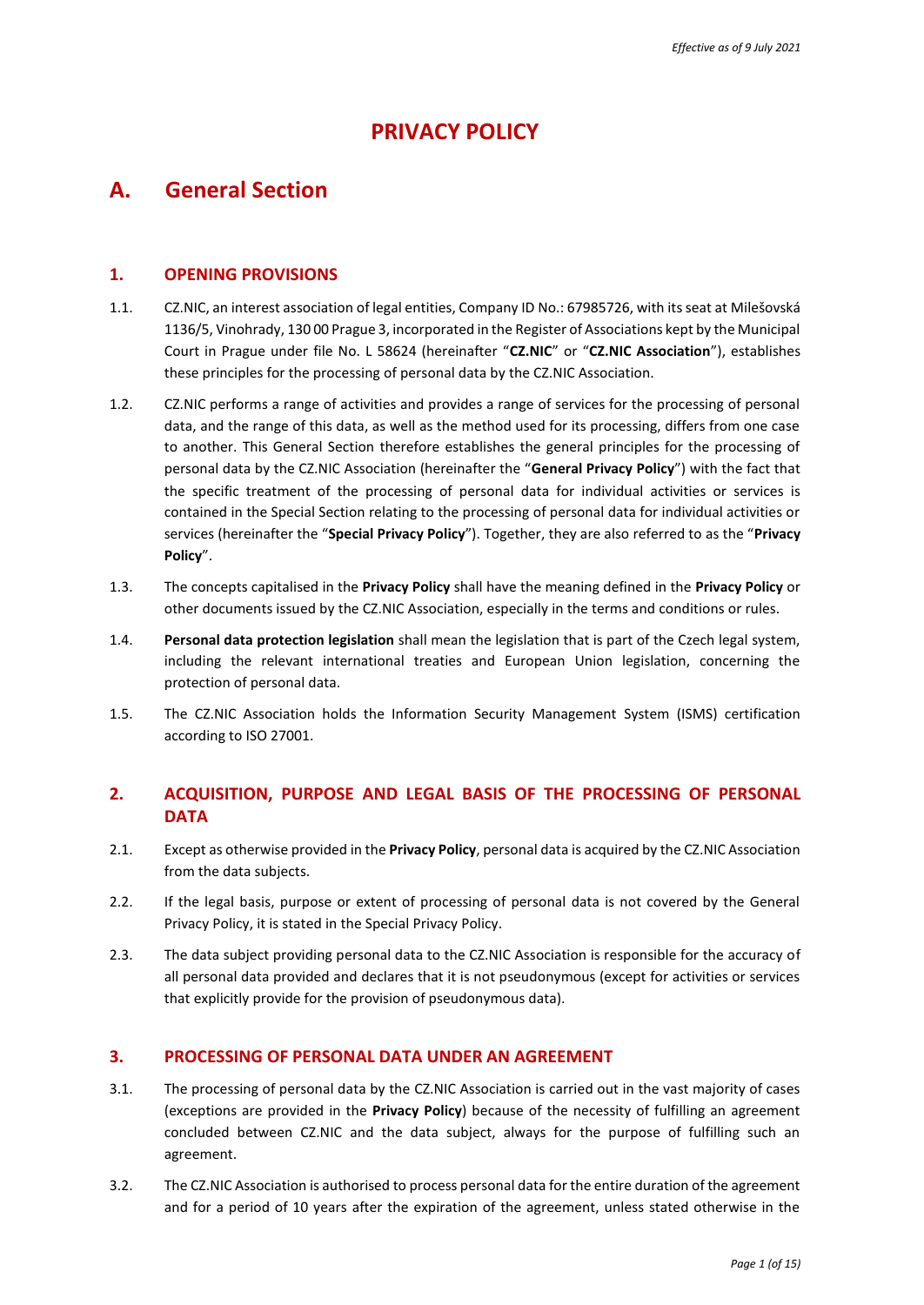*Effective as of 9 July 2021*

# PRIVACY POLICY

## A. General Section

### 1. OPENING PROVISIONS

1.1. CZ.NIC, an interest association of legal entities, Company ID No.: 67985726, with its seat at Milešovská 1136/5, Vinohrady, 130 00 Prague 3, incorporated in the Register of Associations kept by the Municipal Court in Prague under file No. L 58624 (hereinafter "**CZ.NIC**" or "**CZ.NIC Association**"), establishes these principles for the processing of personal data by the CZ.NIC Association.

1.2. CZ.NIC performs a range of activities and provides a range of services for the processing of personal data, and the range of this data, as well as the method used for its processing, differs from one case to another. This General Section therefore establishes the general principles for the processing of personal data by the CZ.NIC Association (hereinafter the "**General Privacy Policy**") with the fact that the specific treatment of the processing of personal data for individual activities or services is contained in the Special Section relating to the processing of personal data for individual activities or services (hereinafter the "**Special Privacy Policy**"). Together, they are also referred to as the "**Privacy Policy**".

1.3. The concepts capitalised in the **Privacy Policy** shall have the meaning defined in the **Privacy Policy** or other documents issued by the CZ.NIC Association, especially in the terms and conditions or rules.

1.4. **Personal data protection legislation** shall mean the legislation that is part of the Czech legal system, including the relevant international treaties and European Union legislation, concerning the protection of personal data.

1.5. The CZ.NIC Association holds the Information Security Management System (ISMS) certification according to ISO 27001.

### 2. ACQUISITION, PURPOSE AND LEGAL BASIS OF THE PROCESSING OF PERSONAL DATA

2.1. Except as otherwise provided in the **Privacy Policy**, personal data is acquired by the CZ.NIC Association from the data subjects.

2.2. If the legal basis, purpose or extent of processing of personal data is not covered by the General Privacy Policy, it is stated in the Special Privacy Policy.

2.3. The data subject providing personal data to the CZ.NIC Association is responsible for the accuracy of all personal data provided and declares that it is not pseudonymous (except for activities or services that explicitly provide for the provision of pseudonymous data).

### 3. PROCESSING OF PERSONAL DATA UNDER AN AGREEMENT

3.1. The processing of personal data by the CZ.NIC Association is carried out in the vast majority of cases (exceptions are provided in the **Privacy Policy**) because of the necessity of fulfilling an agreement concluded between CZ.NIC and the data subject, always for the purpose of fulfilling such an agreement.

3.2. The CZ.NIC Association is authorised to process personal data for the entire duration of the agreement and for a period of 10 years after the expiration of the agreement, unless stated otherwise in the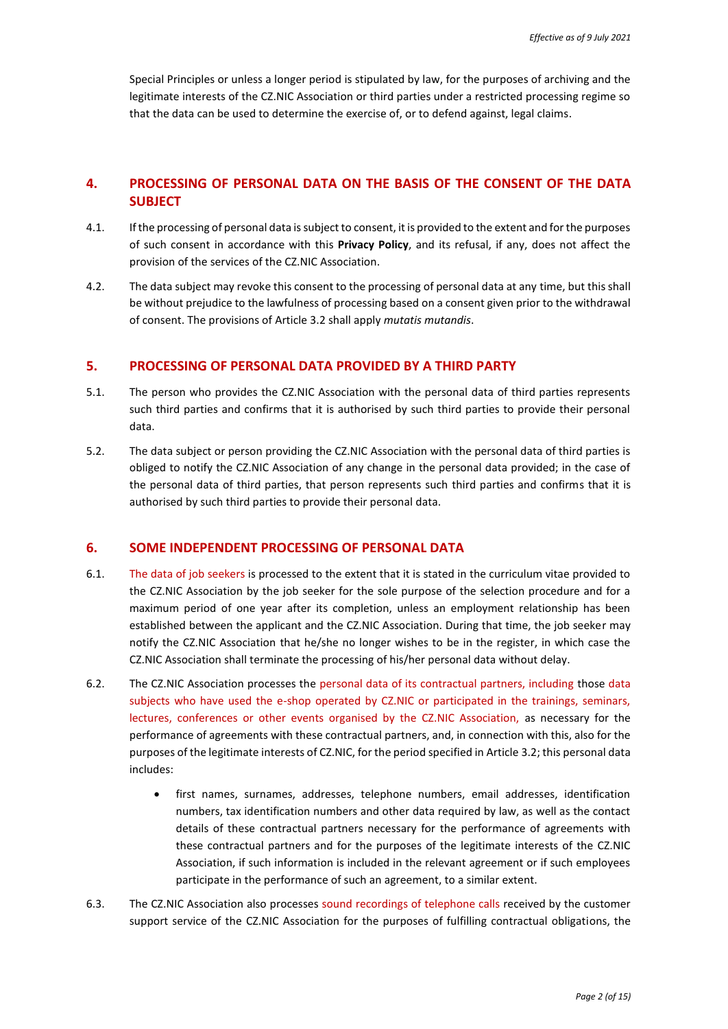Special Principles or unless a longer period is stipulated by law, for the purposes of archiving and the legitimate interests of the CZ.NIC Association or third parties under a restricted processing regime so that the data can be used to determine the exercise of, or to defend against, legal claims.

## 4. PROCESSING OF PERSONAL DATA ON THE BASIS OF THE CONSENT OF THE DATA SUBJECT

4.1. If the processing of personal data is subject to consent, it is provided to the extent and for the purposes of such consent in accordance with this **Privacy Policy**, and its refusal, if any, does not affect the provision of the services of the CZ.NIC Association.

4.2. The data subject may revoke this consent to the processing of personal data at any time, but this shall be without prejudice to the lawfulness of processing based on a consent given prior to the withdrawal of consent. The provisions of Article 3.2 shall apply *mutatis mutandis*.

## 5. PROCESSING OF PERSONAL DATA PROVIDED BY A THIRD PARTY

5.1. The person who provides the CZ.NIC Association with the personal data of third parties represents such third parties and confirms that it is authorised by such third parties to provide their personal data.

5.2. The data subject or person providing the CZ.NIC Association with the personal data of third parties is obliged to notify the CZ.NIC Association of any change in the personal data provided; in the case of the personal data of third parties, that person represents such third parties and confirms that it is authorised by such third parties to provide their personal data.

## 6. SOME INDEPENDENT PROCESSING OF PERSONAL DATA

6.1. The data of job seekers is processed to the extent that it is stated in the curriculum vitae provided to the CZ.NIC Association by the job seeker for the sole purpose of the selection procedure and for a maximum period of one year after its completion, unless an employment relationship has been established between the applicant and the CZ.NIC Association. During that time, the job seeker may notify the CZ.NIC Association that he/she no longer wishes to be in the register, in which case the CZ.NIC Association shall terminate the processing of his/her personal data without delay.

6.2. The CZ.NIC Association processes the personal data of its contractual partners, including those data subjects who have used the e-shop operated by CZ.NIC or participated in the trainings, seminars, lectures, conferences or other events organised by the CZ.NIC Association, as necessary for the performance of agreements with these contractual partners, and, in connection with this, also for the purposes of the legitimate interests of CZ.NIC, for the period specified in Article 3.2; this personal data includes:

- first names, surnames, addresses, telephone numbers, email addresses, identification numbers, tax identification numbers and other data required by law, as well as the contact details of these contractual partners necessary for the performance of agreements with these contractual partners and for the purposes of the legitimate interests of the CZ.NIC Association, if such information is included in the relevant agreement or if such employees participate in the performance of such an agreement, to a similar extent.

6.3. The CZ.NIC Association also processes sound recordings of telephone calls received by the customer support service of the CZ.NIC Association for the purposes of fulfilling contractual obligations, the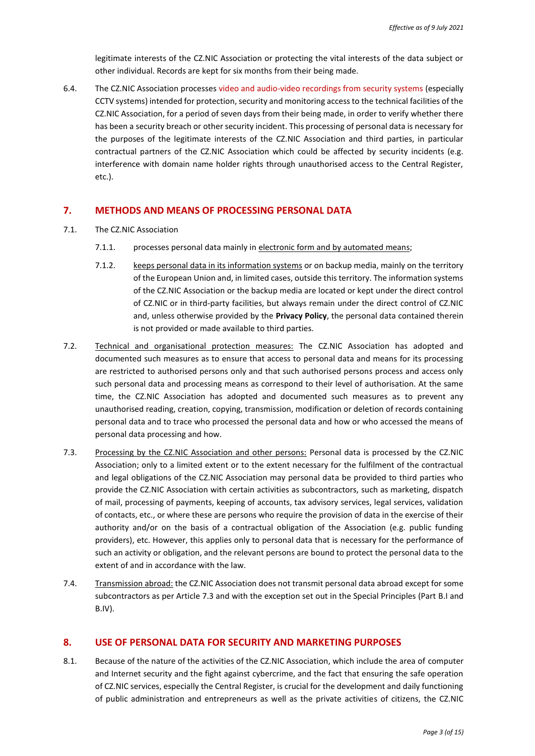legitimate interests of the CZ.NIC Association or protecting the vital interests of the data subject or other individual. Records are kept for six months from their being made.

6.4. The CZ.NIC Association processes video and audio-video recordings from security systems (especially CCTV systems) intended for protection, security and monitoring access to the technical facilities of the CZ.NIC Association, for a period of seven days from their being made, in order to verify whether there has been a security breach or other security incident. This processing of personal data is necessary for the purposes of the legitimate interests of the CZ.NIC Association and third parties, in particular contractual partners of the CZ.NIC Association which could be affected by security incidents (e.g. interference with domain name holder rights through unauthorised access to the Central Register, etc.).

## 7. METHODS AND MEANS OF PROCESSING PERSONAL DATA

7.1. The CZ.NIC Association

7.1.1. processes personal data mainly in electronic form and by automated means;

7.1.2. keeps personal data in its information systems or on backup media, mainly on the territory of the European Union and, in limited cases, outside this territory. The information systems of the CZ.NIC Association or the backup media are located or kept under the direct control of CZ.NIC or in third-party facilities, but always remain under the direct control of CZ.NIC and, unless otherwise provided by the **Privacy Policy**, the personal data contained therein is not provided or made available to third parties.

7.2. Technical and organisational protection measures: The CZ.NIC Association has adopted and documented such measures as to ensure that access to personal data and means for its processing are restricted to authorised persons only and that such authorised persons process and access only such personal data and processing means as correspond to their level of authorisation. At the same time, the CZ.NIC Association has adopted and documented such measures as to prevent any unauthorised reading, creation, copying, transmission, modification or deletion of records containing personal data and to trace who processed the personal data and how or who accessed the means of personal data processing and how.

7.3. Processing by the CZ.NIC Association and other persons: Personal data is processed by the CZ.NIC Association; only to a limited extent or to the extent necessary for the fulfilment of the contractual and legal obligations of the CZ.NIC Association may personal data be provided to third parties who provide the CZ.NIC Association with certain activities as subcontractors, such as marketing, dispatch of mail, processing of payments, keeping of accounts, tax advisory services, legal services, validation of contacts, etc., or where these are persons who require the provision of data in the exercise of their authority and/or on the basis of a contractual obligation of the Association (e.g. public funding providers), etc. However, this applies only to personal data that is necessary for the performance of such an activity or obligation, and the relevant persons are bound to protect the personal data to the extent of and in accordance with the law.

7.4. Transmission abroad: the CZ.NIC Association does not transmit personal data abroad except for some subcontractors as per Article 7.3 and with the exception set out in the Special Principles (Part B.I and B.IV).

## 8. USE OF PERSONAL DATA FOR SECURITY AND MARKETING PURPOSES

8.1. Because of the nature of the activities of the CZ.NIC Association, which include the area of computer and Internet security and the fight against cybercrime, and the fact that ensuring the safe operation of CZ.NIC services, especially the Central Register, is crucial for the development and daily functioning of public administration and entrepreneurs as well as the private activities of citizens, the CZ.NIC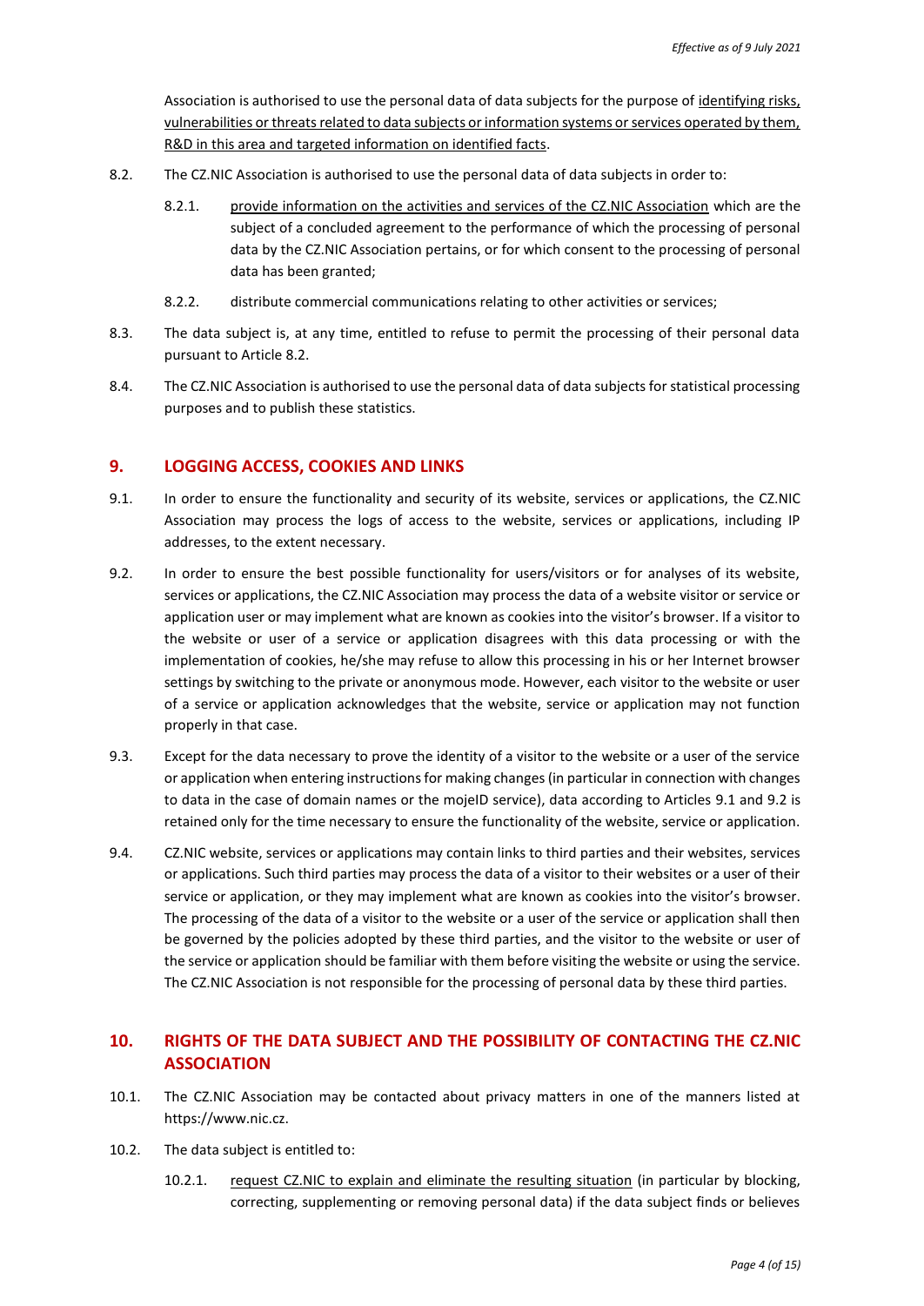Association is authorised to use the personal data of data subjects for the purpose of identifying risks, vulnerabilities or threats related to data subjects or information systems or services operated by them, R&D in this area and targeted information on identified facts.

8.2. The CZ.NIC Association is authorised to use the personal data of data subjects in order to:

8.2.1. provide information on the activities and services of the CZ.NIC Association which are the subject of a concluded agreement to the performance of which the processing of personal data by the CZ.NIC Association pertains, or for which consent to the processing of personal data has been granted;

8.2.2. distribute commercial communications relating to other activities or services;

8.3. The data subject is, at any time, entitled to refuse to permit the processing of their personal data pursuant to Article 8.2.

8.4. The CZ.NIC Association is authorised to use the personal data of data subjects for statistical processing purposes and to publish these statistics.

## 9. LOGGING ACCESS, COOKIES AND LINKS

9.1. In order to ensure the functionality and security of its website, services or applications, the CZ.NIC Association may process the logs of access to the website, services or applications, including IP addresses, to the extent necessary.

9.2. In order to ensure the best possible functionality for users/visitors or for analyses of its website, services or applications, the CZ.NIC Association may process the data of a website visitor or service or application user or may implement what are known as cookies into the visitor's browser. If a visitor to the website or user of a service or application disagrees with this data processing or with the implementation of cookies, he/she may refuse to allow this processing in his or her Internet browser settings by switching to the private or anonymous mode. However, each visitor to the website or user of a service or application acknowledges that the website, service or application may not function properly in that case.

9.3. Except for the data necessary to prove the identity of a visitor to the website or a user of the service or application when entering instructions for making changes (in particular in connection with changes to data in the case of domain names or the mojeID service), data according to Articles 9.1 and 9.2 is retained only for the time necessary to ensure the functionality of the website, service or application.

9.4. CZ.NIC website, services or applications may contain links to third parties and their websites, services or applications. Such third parties may process the data of a visitor to their websites or a user of their service or application, or they may implement what are known as cookies into the visitor's browser. The processing of the data of a visitor to the website or a user of the service or application shall then be governed by the policies adopted by these third parties, and the visitor to the website or user of the service or application should be familiar with them before visiting the website or using the service. The CZ.NIC Association is not responsible for the processing of personal data by these third parties.

## 10. RIGHTS OF THE DATA SUBJECT AND THE POSSIBILITY OF CONTACTING THE CZ.NIC ASSOCIATION

10.1. The CZ.NIC Association may be contacted about privacy matters in one of the manners listed at https://www.nic.cz.

10.2. The data subject is entitled to:

10.2.1. request CZ.NIC to explain and eliminate the resulting situation (in particular by blocking, correcting, supplementing or removing personal data) if the data subject finds or believes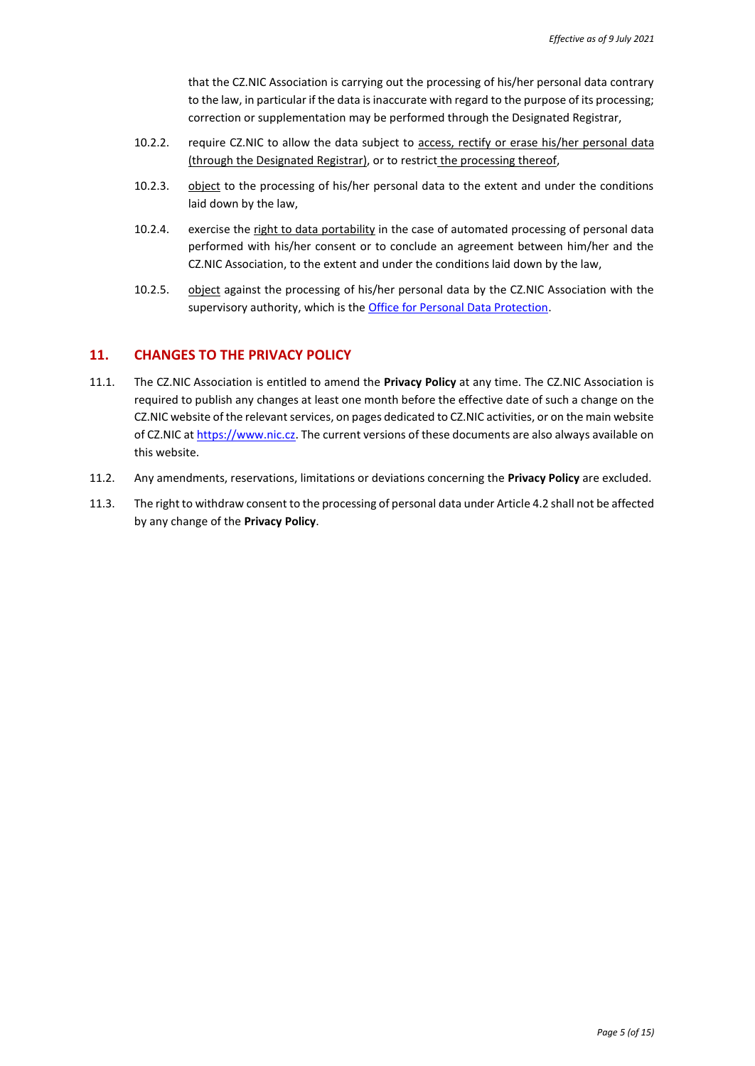that the CZ.NIC Association is carrying out the processing of his/her personal data contrary to the law, in particular if the data is inaccurate with regard to the purpose of its processing; correction or supplementation may be performed through the Designated Registrar,

10.2.2. require CZ.NIC to allow the data subject to access, rectify or erase his/her personal data (through the Designated Registrar), or to restrict the processing thereof,

10.2.3. object to the processing of his/her personal data to the extent and under the conditions laid down by the law,

10.2.4. exercise the right to data portability in the case of automated processing of personal data performed with his/her consent or to conclude an agreement between him/her and the CZ.NIC Association, to the extent and under the conditions laid down by the law,

10.2.5. object against the processing of his/her personal data by the CZ.NIC Association with the supervisory authority, which is the [Office for Personal Data Protection].

## 11. CHANGES TO THE PRIVACY POLICY

11.1. The CZ.NIC Association is entitled to amend the **Privacy Policy** at any time. The CZ.NIC Association is required to publish any changes at least one month before the effective date of such a change on the CZ.NIC website of the relevant services, on pages dedicated to CZ.NIC activities, or on the main website of CZ.NIC at https://www.nic.cz. The current versions of these documents are also always available on this website.

11.2. Any amendments, reservations, limitations or deviations concerning the **Privacy Policy** are excluded.

11.3. The right to withdraw consent to the processing of personal data under Article 4.2 shall not be affected by any change of the **Privacy Policy**.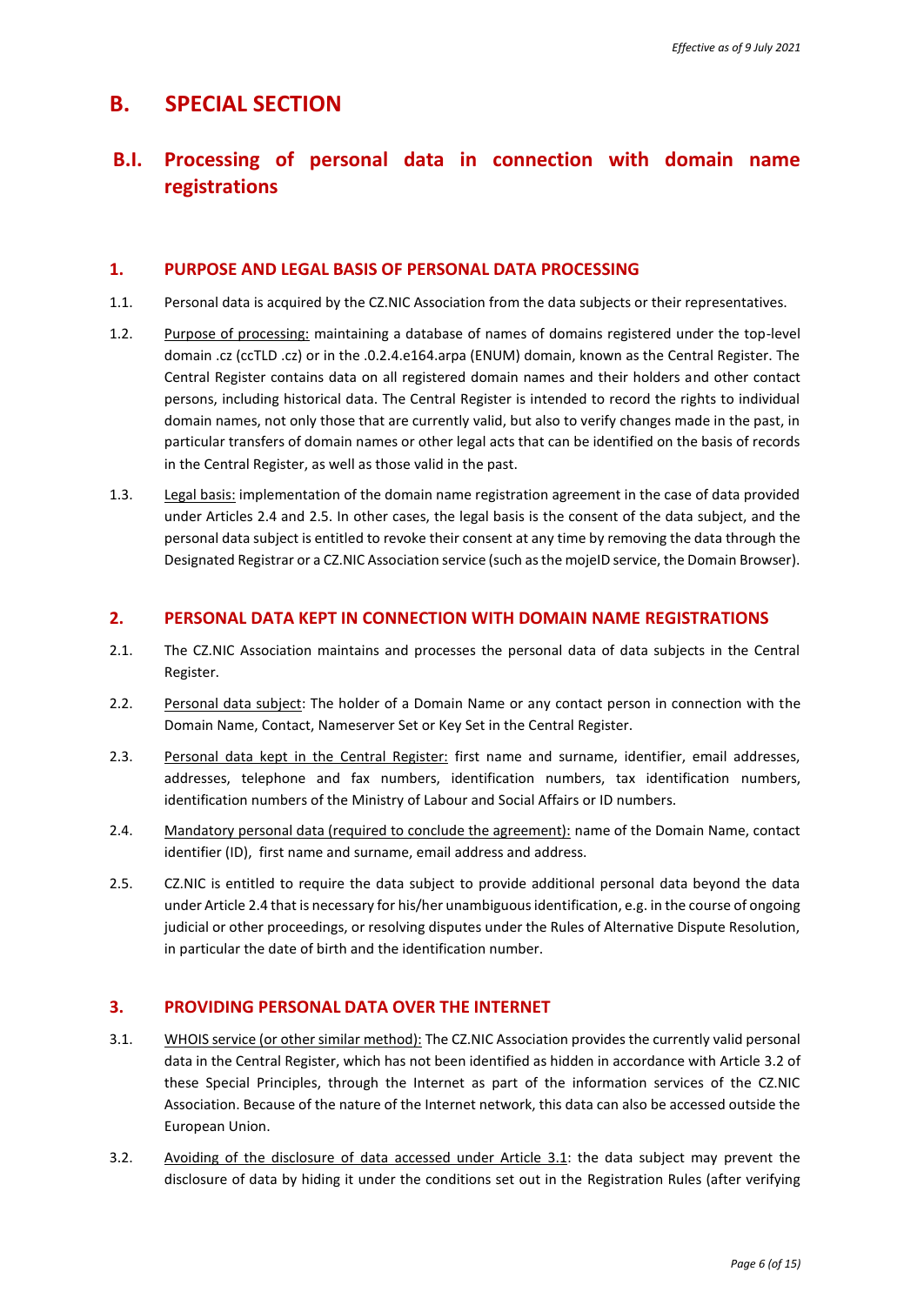# B. SPECIAL SECTION

## B.I. Processing of personal data in connection with domain name registrations

### 1. PURPOSE AND LEGAL BASIS OF PERSONAL DATA PROCESSING

1.1. Personal data is acquired by the CZ.NIC Association from the data subjects or their representatives.

1.2. Purpose of processing: maintaining a database of names of domains registered under the top-level domain .cz (ccTLD .cz) or in the .0.2.4.e164.arpa (ENUM) domain, known as the Central Register. The Central Register contains data on all registered domain names and their holders and other contact persons, including historical data. The Central Register is intended to record the rights to individual domain names, not only those that are currently valid, but also to verify changes made in the past, in particular transfers of domain names or other legal acts that can be identified on the basis of records in the Central Register, as well as those valid in the past.

1.3. Legal basis: implementation of the domain name registration agreement in the case of data provided under Articles 2.4 and 2.5. In other cases, the legal basis is the consent of the data subject, and the personal data subject is entitled to revoke their consent at any time by removing the data through the Designated Registrar or a CZ.NIC Association service (such as the mojeID service, the Domain Browser).

### 2. PERSONAL DATA KEPT IN CONNECTION WITH DOMAIN NAME REGISTRATIONS

2.1. The CZ.NIC Association maintains and processes the personal data of data subjects in the Central Register.

2.2. Personal data subject: The holder of a Domain Name or any contact person in connection with the Domain Name, Contact, Nameserver Set or Key Set in the Central Register.

2.3. Personal data kept in the Central Register: first name and surname, identifier, email addresses, addresses, telephone and fax numbers, identification numbers, tax identification numbers, identification numbers of the Ministry of Labour and Social Affairs or ID numbers.

2.4. Mandatory personal data (required to conclude the agreement): name of the Domain Name, contact identifier (ID), first name and surname, email address and address.

2.5. CZ.NIC is entitled to require the data subject to provide additional personal data beyond the data under Article 2.4 that is necessary for his/her unambiguous identification, e.g. in the course of ongoing judicial or other proceedings, or resolving disputes under the Rules of Alternative Dispute Resolution, in particular the date of birth and the identification number.

### 3. PROVIDING PERSONAL DATA OVER THE INTERNET

3.1. WHOIS service (or other similar method): The CZ.NIC Association provides the currently valid personal data in the Central Register, which has not been identified as hidden in accordance with Article 3.2 of these Special Principles, through the Internet as part of the information services of the CZ.NIC Association. Because of the nature of the Internet network, this data can also be accessed outside the European Union.

3.2. Avoiding of the disclosure of data accessed under Article 3.1: the data subject may prevent the disclosure of data by hiding it under the conditions set out in the Registration Rules (after verifying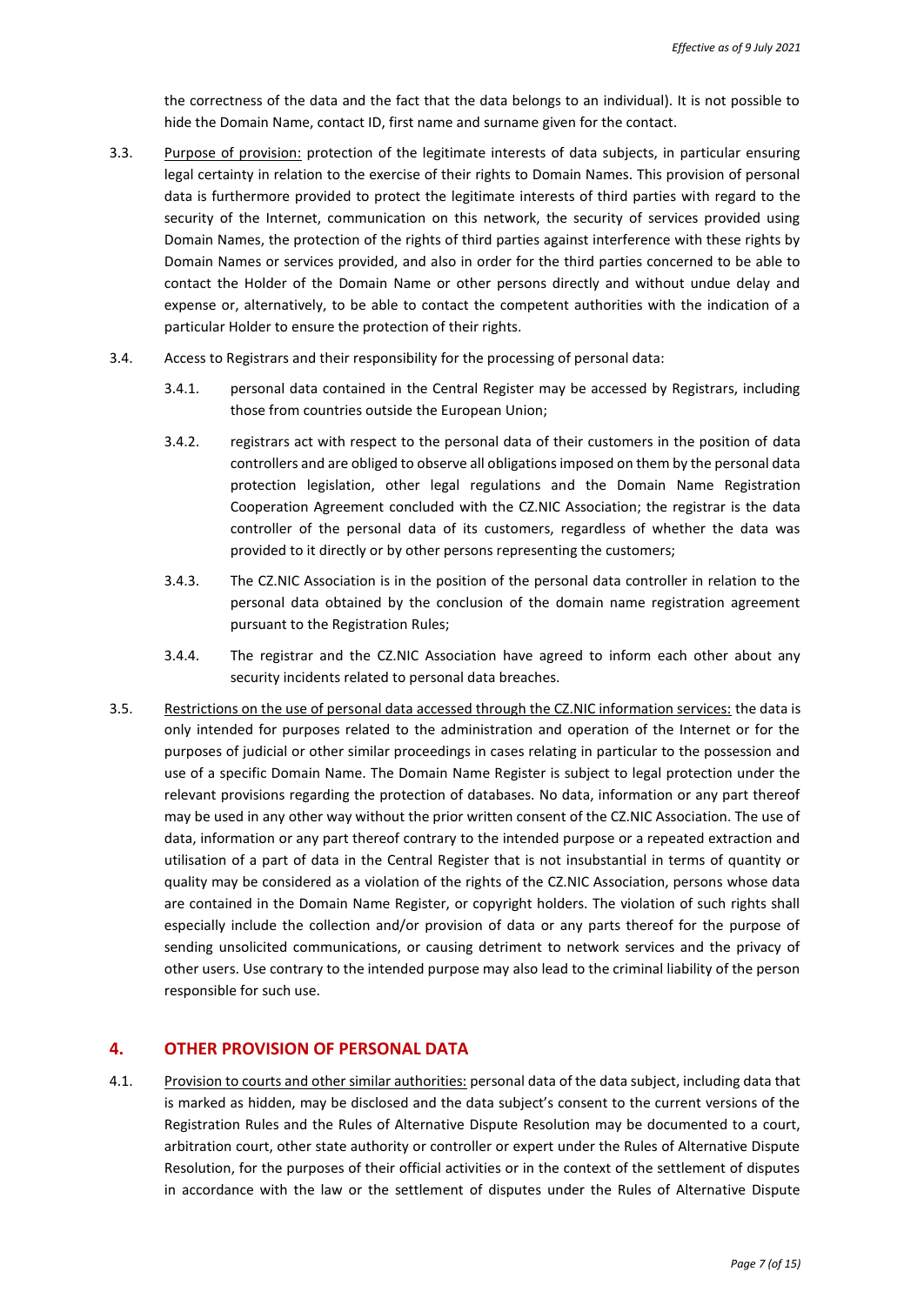the correctness of the data and the fact that the data belongs to an individual). It is not possible to hide the Domain Name, contact ID, first name and surname given for the contact.

3.3. Purpose of provision: protection of the legitimate interests of data subjects, in particular ensuring legal certainty in relation to the exercise of their rights to Domain Names. This provision of personal data is furthermore provided to protect the legitimate interests of third parties with regard to the security of the Internet, communication on this network, the security of services provided using Domain Names, the protection of the rights of third parties against interference with these rights by Domain Names or services provided, and also in order for the third parties concerned to be able to contact the Holder of the Domain Name or other persons directly and without undue delay and expense or, alternatively, to be able to contact the competent authorities with the indication of a particular Holder to ensure the protection of their rights.

3.4. Access to Registrars and their responsibility for the processing of personal data:

3.4.1. personal data contained in the Central Register may be accessed by Registrars, including those from countries outside the European Union;

3.4.2. registrars act with respect to the personal data of their customers in the position of data controllers and are obliged to observe all obligations imposed on them by the personal data protection legislation, other legal regulations and the Domain Name Registration Cooperation Agreement concluded with the CZ.NIC Association; the registrar is the data controller of the personal data of its customers, regardless of whether the data was provided to it directly or by other persons representing the customers;

3.4.3. The CZ.NIC Association is in the position of the personal data controller in relation to the personal data obtained by the conclusion of the domain name registration agreement pursuant to the Registration Rules;

3.4.4. The registrar and the CZ.NIC Association have agreed to inform each other about any security incidents related to personal data breaches.

3.5. Restrictions on the use of personal data accessed through the CZ.NIC information services: the data is only intended for purposes related to the administration and operation of the Internet or for the purposes of judicial or other similar proceedings in cases relating in particular to the possession and use of a specific Domain Name. The Domain Name Register is subject to legal protection under the relevant provisions regarding the protection of databases. No data, information or any part thereof may be used in any other way without the prior written consent of the CZ.NIC Association. The use of data, information or any part thereof contrary to the intended purpose or a repeated extraction and utilisation of a part of data in the Central Register that is not insubstantial in terms of quantity or quality may be considered as a violation of the rights of the CZ.NIC Association, persons whose data are contained in the Domain Name Register, or copyright holders. The violation of such rights shall especially include the collection and/or provision of data or any parts thereof for the purpose of sending unsolicited communications, or causing detriment to network services and the privacy of other users. Use contrary to the intended purpose may also lead to the criminal liability of the person responsible for such use.

## 4. OTHER PROVISION OF PERSONAL DATA

4.1. Provision to courts and other similar authorities: personal data of the data subject, including data that is marked as hidden, may be disclosed and the data subject's consent to the current versions of the Registration Rules and the Rules of Alternative Dispute Resolution may be documented to a court, arbitration court, other state authority or controller or expert under the Rules of Alternative Dispute Resolution, for the purposes of their official activities or in the context of the settlement of disputes in accordance with the law or the settlement of disputes under the Rules of Alternative Dispute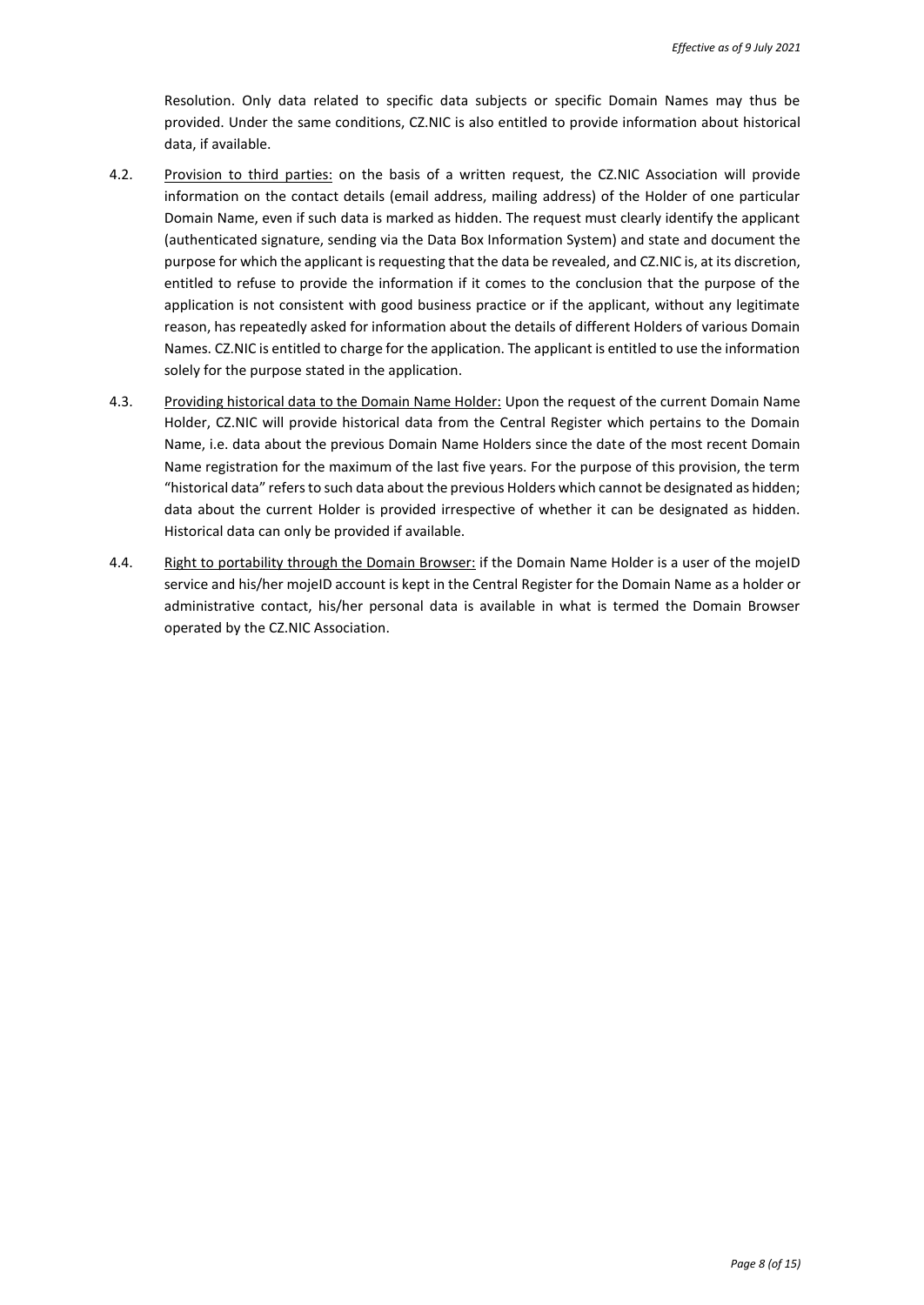Resolution. Only data related to specific data subjects or specific Domain Names may thus be provided. Under the same conditions, CZ.NIC is also entitled to provide information about historical data, if available.

4.2. Provision to third parties: on the basis of a written request, the CZ.NIC Association will provide information on the contact details (email address, mailing address) of the Holder of one particular Domain Name, even if such data is marked as hidden. The request must clearly identify the applicant (authenticated signature, sending via the Data Box Information System) and state and document the purpose for which the applicant is requesting that the data be revealed, and CZ.NIC is, at its discretion, entitled to refuse to provide the information if it comes to the conclusion that the purpose of the application is not consistent with good business practice or if the applicant, without any legitimate reason, has repeatedly asked for information about the details of different Holders of various Domain Names. CZ.NIC is entitled to charge for the application. The applicant is entitled to use the information solely for the purpose stated in the application.

4.3. Providing historical data to the Domain Name Holder: Upon the request of the current Domain Name Holder, CZ.NIC will provide historical data from the Central Register which pertains to the Domain Name, i.e. data about the previous Domain Name Holders since the date of the most recent Domain Name registration for the maximum of the last five years. For the purpose of this provision, the term "historical data" refers to such data about the previous Holders which cannot be designated as hidden; data about the current Holder is provided irrespective of whether it can be designated as hidden. Historical data can only be provided if available.

4.4. Right to portability through the Domain Browser: if the Domain Name Holder is a user of the mojeID service and his/her mojeID account is kept in the Central Register for the Domain Name as a holder or administrative contact, his/her personal data is available in what is termed the Domain Browser operated by the CZ.NIC Association.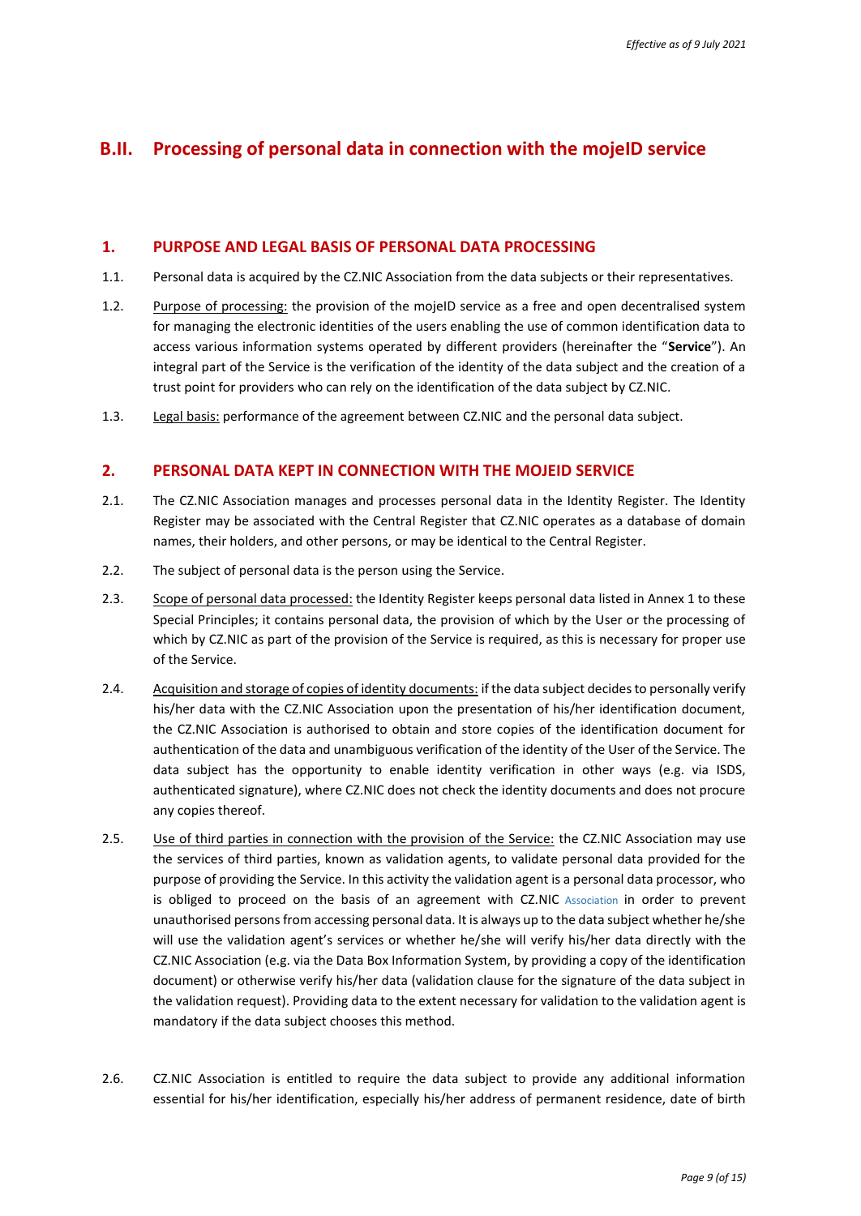## B.II. Processing of personal data in connection with the mojeID service

### 1. PURPOSE AND LEGAL BASIS OF PERSONAL DATA PROCESSING

1.1. Personal data is acquired by the CZ.NIC Association from the data subjects or their representatives.

1.2. Purpose of processing: the provision of the mojeID service as a free and open decentralised system for managing the electronic identities of the users enabling the use of common identification data to access various information systems operated by different providers (hereinafter the "**Service**"). An integral part of the Service is the verification of the identity of the data subject and the creation of a trust point for providers who can rely on the identification of the data subject by CZ.NIC.

1.3. Legal basis: performance of the agreement between CZ.NIC and the personal data subject.

### 2. PERSONAL DATA KEPT IN CONNECTION WITH THE MOJEID SERVICE

2.1. The CZ.NIC Association manages and processes personal data in the Identity Register. The Identity Register may be associated with the Central Register that CZ.NIC operates as a database of domain names, their holders, and other persons, or may be identical to the Central Register.

2.2. The subject of personal data is the person using the Service.

2.3. Scope of personal data processed: the Identity Register keeps personal data listed in Annex 1 to these Special Principles; it contains personal data, the provision of which by the User or the processing of which by CZ.NIC as part of the provision of the Service is required, as this is necessary for proper use of the Service.

2.4. Acquisition and storage of copies of identity documents: if the data subject decides to personally verify his/her data with the CZ.NIC Association upon the presentation of his/her identification document, the CZ.NIC Association is authorised to obtain and store copies of the identification document for authentication of the data and unambiguous verification of the identity of the User of the Service. The data subject has the opportunity to enable identity verification in other ways (e.g. via ISDS, authenticated signature), where CZ.NIC does not check the identity documents and does not procure any copies thereof.

2.5. Use of third parties in connection with the provision of the Service: the CZ.NIC Association may use the services of third parties, known as validation agents, to validate personal data provided for the purpose of providing the Service. In this activity the validation agent is a personal data processor, who is obliged to proceed on the basis of an agreement with CZ.NIC Association in order to prevent unauthorised persons from accessing personal data. It is always up to the data subject whether he/she will use the validation agent's services or whether he/she will verify his/her data directly with the CZ.NIC Association (e.g. via the Data Box Information System, by providing a copy of the identification document) or otherwise verify his/her data (validation clause for the signature of the data subject in the validation request). Providing data to the extent necessary for validation to the validation agent is mandatory if the data subject chooses this method.

2.6. CZ.NIC Association is entitled to require the data subject to provide any additional information essential for his/her identification, especially his/her address of permanent residence, date of birth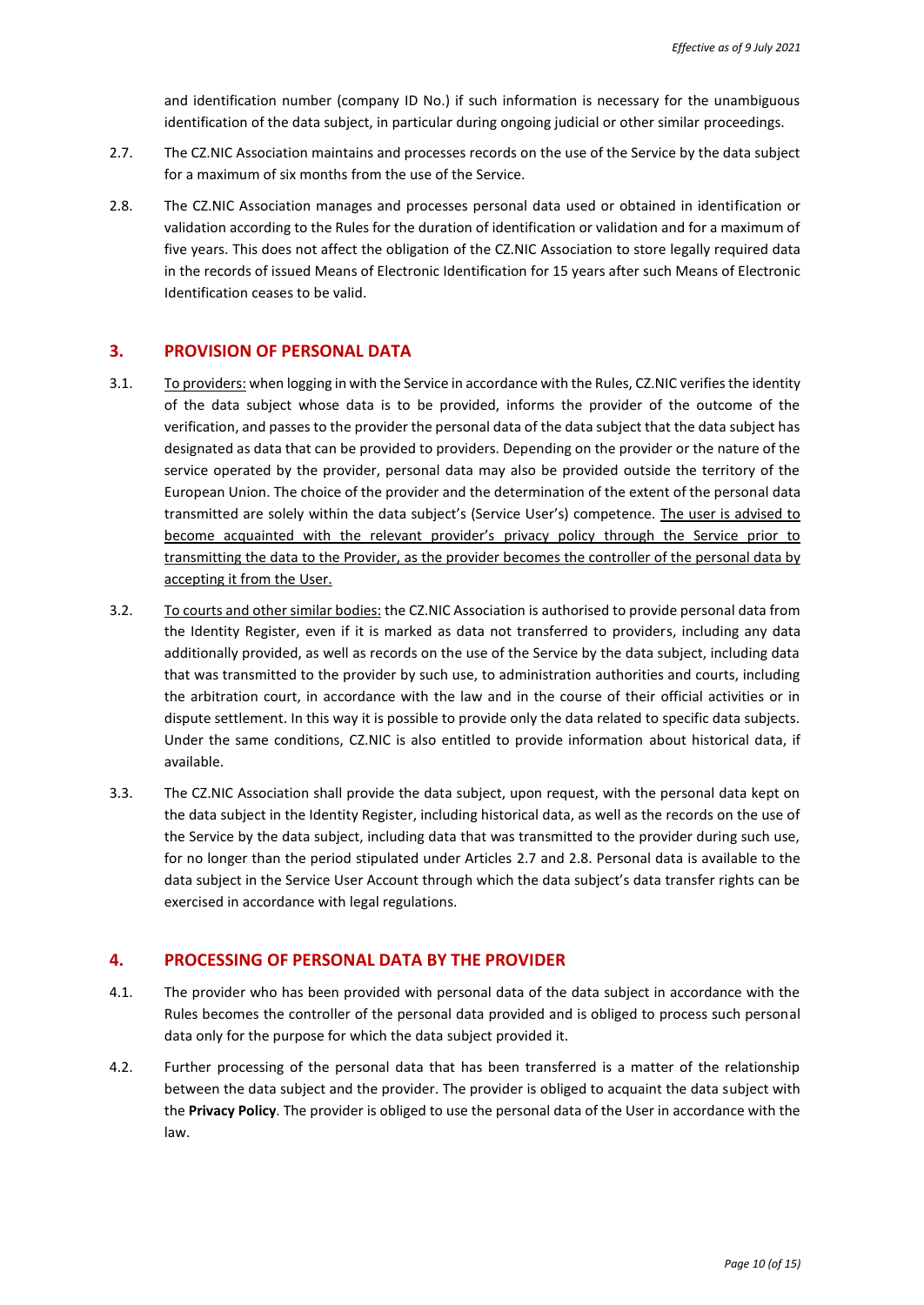and identification number (company ID No.) if such information is necessary for the unambiguous identification of the data subject, in particular during ongoing judicial or other similar proceedings.

2.7. The CZ.NIC Association maintains and processes records on the use of the Service by the data subject for a maximum of six months from the use of the Service.

2.8. The CZ.NIC Association manages and processes personal data used or obtained in identification or validation according to the Rules for the duration of identification or validation and for a maximum of five years. This does not affect the obligation of the CZ.NIC Association to store legally required data in the records of issued Means of Electronic Identification for 15 years after such Means of Electronic Identification ceases to be valid.

## 3. PROVISION OF PERSONAL DATA

3.1. To providers: when logging in with the Service in accordance with the Rules, CZ.NIC verifies the identity of the data subject whose data is to be provided, informs the provider of the outcome of the verification, and passes to the provider the personal data of the data subject that the data subject has designated as data that can be provided to providers. Depending on the provider or the nature of the service operated by the provider, personal data may also be provided outside the territory of the European Union. The choice of the provider and the determination of the extent of the personal data transmitted are solely within the data subject's (Service User's) competence. The user is advised to become acquainted with the relevant provider's privacy policy through the Service prior to transmitting the data to the Provider, as the provider becomes the controller of the personal data by accepting it from the User.

3.2. To courts and other similar bodies: the CZ.NIC Association is authorised to provide personal data from the Identity Register, even if it is marked as data not transferred to providers, including any data additionally provided, as well as records on the use of the Service by the data subject, including data that was transmitted to the provider by such use, to administration authorities and courts, including the arbitration court, in accordance with the law and in the course of their official activities or in dispute settlement. In this way it is possible to provide only the data related to specific data subjects. Under the same conditions, CZ.NIC is also entitled to provide information about historical data, if available.

3.3. The CZ.NIC Association shall provide the data subject, upon request, with the personal data kept on the data subject in the Identity Register, including historical data, as well as the records on the use of the Service by the data subject, including data that was transmitted to the provider during such use, for no longer than the period stipulated under Articles 2.7 and 2.8. Personal data is available to the data subject in the Service User Account through which the data subject's data transfer rights can be exercised in accordance with legal regulations.

## 4. PROCESSING OF PERSONAL DATA BY THE PROVIDER

4.1. The provider who has been provided with personal data of the data subject in accordance with the Rules becomes the controller of the personal data provided and is obliged to process such personal data only for the purpose for which the data subject provided it.

4.2. Further processing of the personal data that has been transferred is a matter of the relationship between the data subject and the provider. The provider is obliged to acquaint the data subject with the **Privacy Policy**. The provider is obliged to use the personal data of the User in accordance with the law.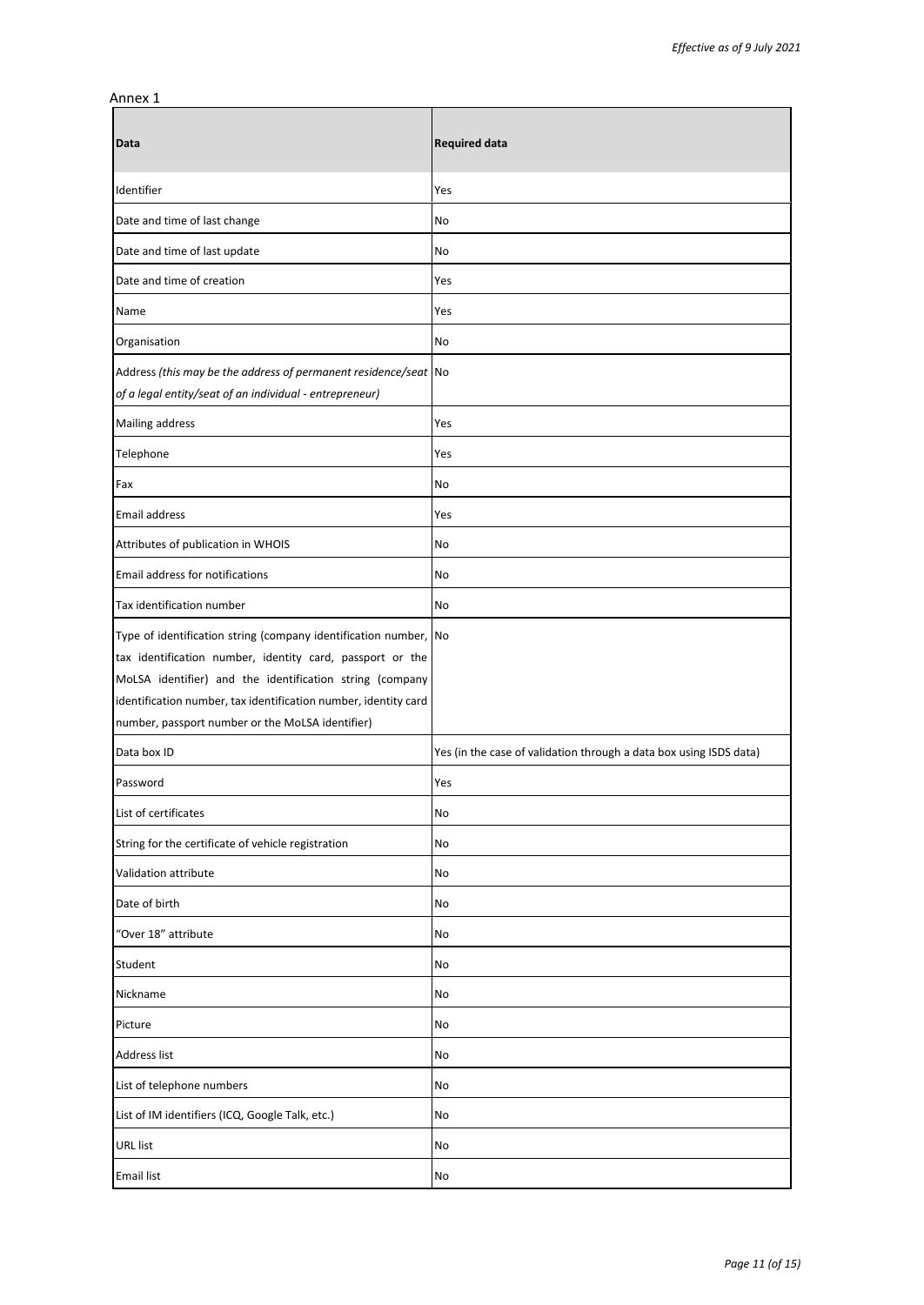Annex 1

| Data | Required data |
| --- | --- |
| Identifier | Yes |
| Date and time of last change | No |
| Date and time of last update | No |
| Date and time of creation | Yes |
| Name | Yes |
| Organisation | No |
| Address *(this may be the address of permanent residence/seat of a legal entity/seat of an individual - entrepreneur)* | No |
| Mailing address | Yes |
| Telephone | Yes |
| Fax | No |
| Email address | Yes |
| Attributes of publication in WHOIS | No |
| Email address for notifications | No |
| Tax identification number | No |
| Type of identification string (company identification number, tax identification number, identity card, passport or the MoLSA identifier) and the identification string (company identification number, tax identification number, identity card number, passport number or the MoLSA identifier) | No |
| Data box ID | Yes (in the case of validation through a data box using ISDS data) |
| Password | Yes |
| List of certificates | No |
| String for the certificate of vehicle registration | No |
| Validation attribute | No |
| Date of birth | No |
| "Over 18" attribute | No |
| Student | No |
| Nickname | No |
| Picture | No |
| Address list | No |
| List of telephone numbers | No |
| List of IM identifiers (ICQ, Google Talk, etc.) | No |
| URL list | No |
| Email list | No |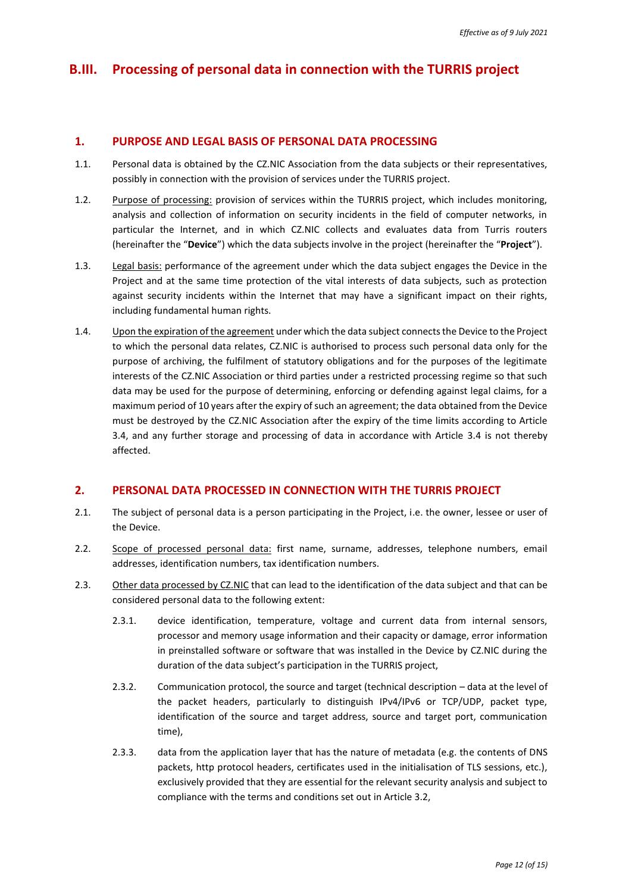## B.III. Processing of personal data in connection with the TURRIS project

### 1. PURPOSE AND LEGAL BASIS OF PERSONAL DATA PROCESSING

1.1. Personal data is obtained by the CZ.NIC Association from the data subjects or their representatives, possibly in connection with the provision of services under the TURRIS project.

1.2. Purpose of processing: provision of services within the TURRIS project, which includes monitoring, analysis and collection of information on security incidents in the field of computer networks, in particular the Internet, and in which CZ.NIC collects and evaluates data from Turris routers (hereinafter the "**Device**") which the data subjects involve in the project (hereinafter the "**Project**").

1.3. Legal basis: performance of the agreement under which the data subject engages the Device in the Project and at the same time protection of the vital interests of data subjects, such as protection against security incidents within the Internet that may have a significant impact on their rights, including fundamental human rights.

1.4. Upon the expiration of the agreement under which the data subject connects the Device to the Project to which the personal data relates, CZ.NIC is authorised to process such personal data only for the purpose of archiving, the fulfilment of statutory obligations and for the purposes of the legitimate interests of the CZ.NIC Association or third parties under a restricted processing regime so that such data may be used for the purpose of determining, enforcing or defending against legal claims, for a maximum period of 10 years after the expiry of such an agreement; the data obtained from the Device must be destroyed by the CZ.NIC Association after the expiry of the time limits according to Article 3.4, and any further storage and processing of data in accordance with Article 3.4 is not thereby affected.

### 2. PERSONAL DATA PROCESSED IN CONNECTION WITH THE TURRIS PROJECT

2.1. The subject of personal data is a person participating in the Project, i.e. the owner, lessee or user of the Device.

2.2. Scope of processed personal data: first name, surname, addresses, telephone numbers, email addresses, identification numbers, tax identification numbers.

2.3. Other data processed by CZ.NIC that can lead to the identification of the data subject and that can be considered personal data to the following extent:

2.3.1. device identification, temperature, voltage and current data from internal sensors, processor and memory usage information and their capacity or damage, error information in preinstalled software or software that was installed in the Device by CZ.NIC during the duration of the data subject's participation in the TURRIS project,

2.3.2. Communication protocol, the source and target (technical description – data at the level of the packet headers, particularly to distinguish IPv4/IPv6 or TCP/UDP, packet type, identification of the source and target address, source and target port, communication time),

2.3.3. data from the application layer that has the nature of metadata (e.g. the contents of DNS packets, http protocol headers, certificates used in the initialisation of TLS sessions, etc.), exclusively provided that they are essential for the relevant security analysis and subject to compliance with the terms and conditions set out in Article 3.2,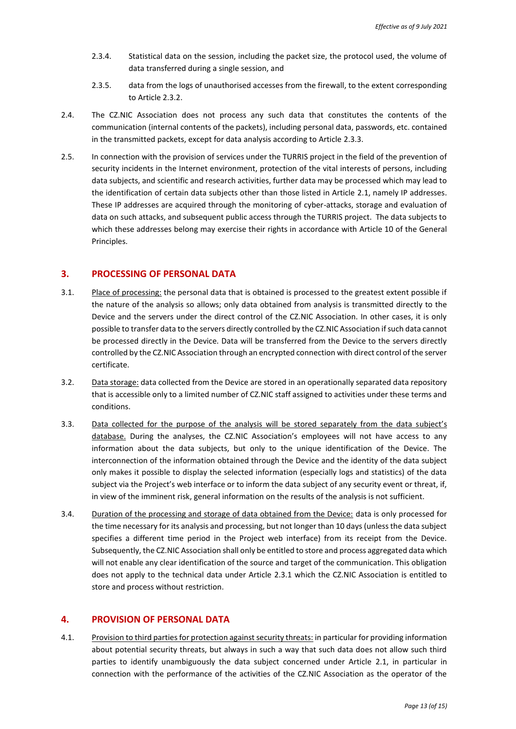2.3.4. Statistical data on the session, including the packet size, the protocol used, the volume of data transferred during a single session, and

2.3.5. data from the logs of unauthorised accesses from the firewall, to the extent corresponding to Article 2.3.2.

2.4. The CZ.NIC Association does not process any such data that constitutes the contents of the communication (internal contents of the packets), including personal data, passwords, etc. contained in the transmitted packets, except for data analysis according to Article 2.3.3.

2.5. In connection with the provision of services under the TURRIS project in the field of the prevention of security incidents in the Internet environment, protection of the vital interests of persons, including data subjects, and scientific and research activities, further data may be processed which may lead to the identification of certain data subjects other than those listed in Article 2.1, namely IP addresses. These IP addresses are acquired through the monitoring of cyber-attacks, storage and evaluation of data on such attacks, and subsequent public access through the TURRIS project. The data subjects to which these addresses belong may exercise their rights in accordance with Article 10 of the General Principles.

## 3. PROCESSING OF PERSONAL DATA

3.1. Place of processing: the personal data that is obtained is processed to the greatest extent possible if the nature of the analysis so allows; only data obtained from analysis is transmitted directly to the Device and the servers under the direct control of the CZ.NIC Association. In other cases, it is only possible to transfer data to the servers directly controlled by the CZ.NIC Association if such data cannot be processed directly in the Device. Data will be transferred from the Device to the servers directly controlled by the CZ.NIC Association through an encrypted connection with direct control of the server certificate.

3.2. Data storage: data collected from the Device are stored in an operationally separated data repository that is accessible only to a limited number of CZ.NIC staff assigned to activities under these terms and conditions.

3.3. Data collected for the purpose of the analysis will be stored separately from the data subject's database. During the analyses, the CZ.NIC Association's employees will not have access to any information about the data subjects, but only to the unique identification of the Device. The interconnection of the information obtained through the Device and the identity of the data subject only makes it possible to display the selected information (especially logs and statistics) of the data subject via the Project's web interface or to inform the data subject of any security event or threat, if, in view of the imminent risk, general information on the results of the analysis is not sufficient.

3.4. Duration of the processing and storage of data obtained from the Device: data is only processed for the time necessary for its analysis and processing, but not longer than 10 days (unless the data subject specifies a different time period in the Project web interface) from its receipt from the Device. Subsequently, the CZ.NIC Association shall only be entitled to store and process aggregated data which will not enable any clear identification of the source and target of the communication. This obligation does not apply to the technical data under Article 2.3.1 which the CZ.NIC Association is entitled to store and process without restriction.

## 4. PROVISION OF PERSONAL DATA

4.1. Provision to third parties for protection against security threats: in particular for providing information about potential security threats, but always in such a way that such data does not allow such third parties to identify unambiguously the data subject concerned under Article 2.1, in particular in connection with the performance of the activities of the CZ.NIC Association as the operator of the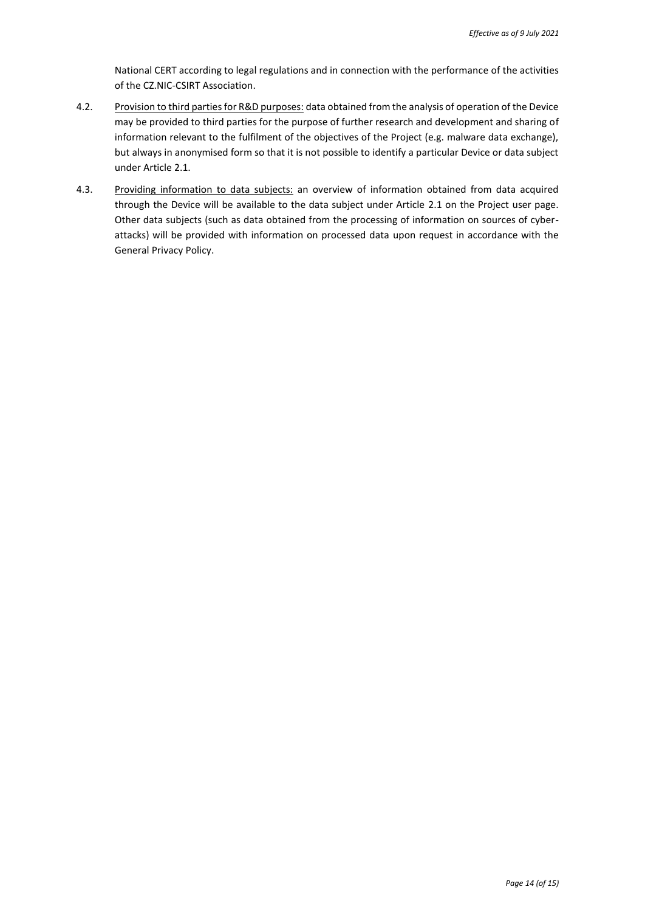National CERT according to legal regulations and in connection with the performance of the activities of the CZ.NIC-CSIRT Association.

4.2. Provision to third parties for R&D purposes: data obtained from the analysis of operation of the Device may be provided to third parties for the purpose of further research and development and sharing of information relevant to the fulfilment of the objectives of the Project (e.g. malware data exchange), but always in anonymised form so that it is not possible to identify a particular Device or data subject under Article 2.1.

4.3. Providing information to data subjects: an overview of information obtained from data acquired through the Device will be available to the data subject under Article 2.1 on the Project user page. Other data subjects (such as data obtained from the processing of information on sources of cyber-attacks) will be provided with information on processed data upon request in accordance with the General Privacy Policy.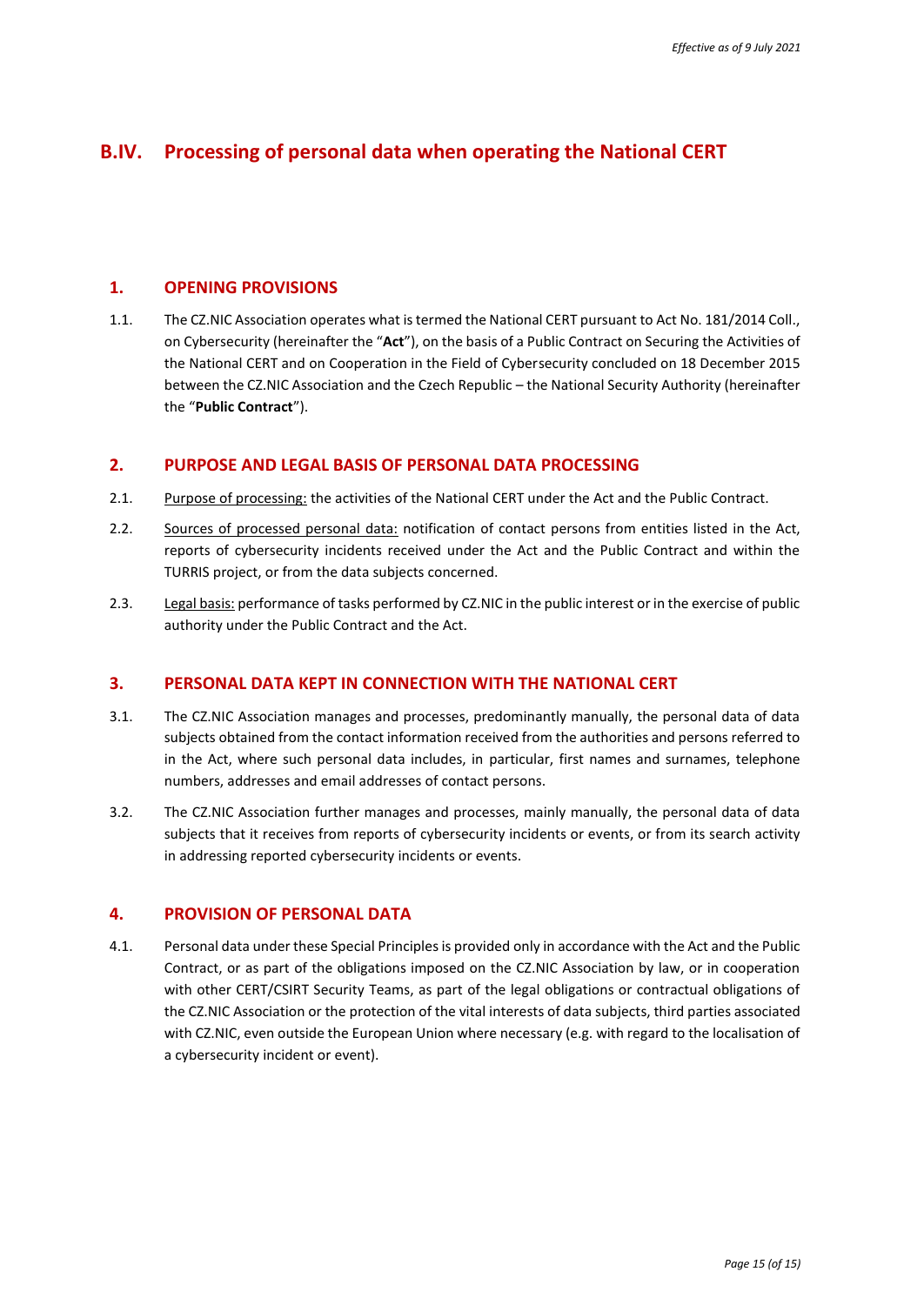# B.IV. Processing of personal data when operating the National CERT

## 1. OPENING PROVISIONS

1.1. The CZ.NIC Association operates what is termed the National CERT pursuant to Act No. 181/2014 Coll., on Cybersecurity (hereinafter the "**Act**"), on the basis of a Public Contract on Securing the Activities of the National CERT and on Cooperation in the Field of Cybersecurity concluded on 18 December 2015 between the CZ.NIC Association and the Czech Republic – the National Security Authority (hereinafter the "**Public Contract**").

## 2. PURPOSE AND LEGAL BASIS OF PERSONAL DATA PROCESSING

2.1. Purpose of processing: the activities of the National CERT under the Act and the Public Contract.

2.2. Sources of processed personal data: notification of contact persons from entities listed in the Act, reports of cybersecurity incidents received under the Act and the Public Contract and within the TURRIS project, or from the data subjects concerned.

2.3. Legal basis: performance of tasks performed by CZ.NIC in the public interest or in the exercise of public authority under the Public Contract and the Act.

## 3. PERSONAL DATA KEPT IN CONNECTION WITH THE NATIONAL CERT

3.1. The CZ.NIC Association manages and processes, predominantly manually, the personal data of data subjects obtained from the contact information received from the authorities and persons referred to in the Act, where such personal data includes, in particular, first names and surnames, telephone numbers, addresses and email addresses of contact persons.

3.2. The CZ.NIC Association further manages and processes, mainly manually, the personal data of data subjects that it receives from reports of cybersecurity incidents or events, or from its search activity in addressing reported cybersecurity incidents or events.

## 4. PROVISION OF PERSONAL DATA

4.1. Personal data under these Special Principles is provided only in accordance with the Act and the Public Contract, or as part of the obligations imposed on the CZ.NIC Association by law, or in cooperation with other CERT/CSIRT Security Teams, as part of the legal obligations or contractual obligations of the CZ.NIC Association or the protection of the vital interests of data subjects, third parties associated with CZ.NIC, even outside the European Union where necessary (e.g. with regard to the localisation of a cybersecurity incident or event).